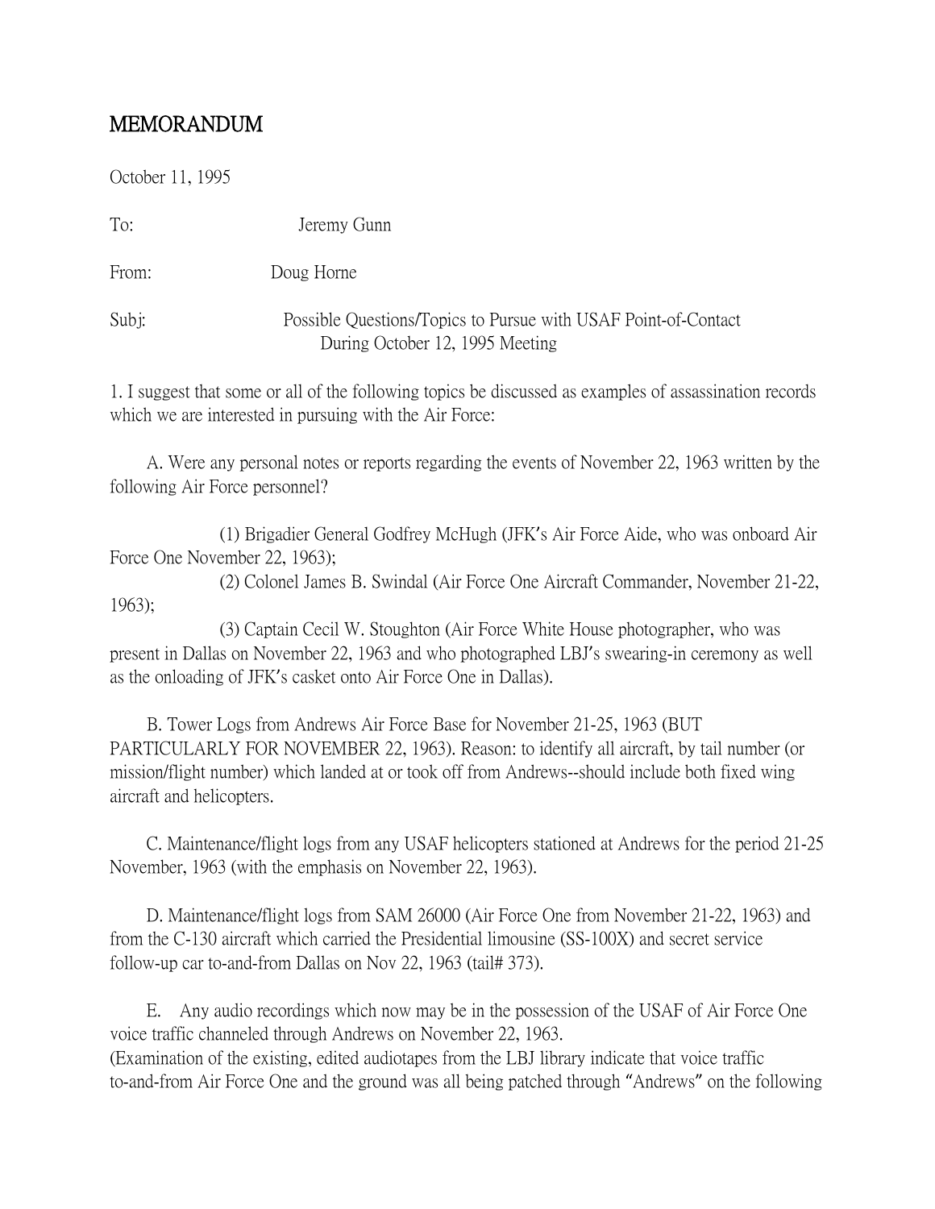# MEMORANDUM

October 11, 1995

To: Jeremy Gunn

From: Doug Horne

Subj: Possible Questions/Topics to Pursue with USAF Point-of-Contact During October 12, 1995 Meeting

1. I suggest that some or all of the following topics be discussed as examples of assassination records which we are interested in pursuing with the Air Force:

A. Were any personal notes or reports regarding the events of November 22, 1963 written by the following Air Force personnel?

(1) Brigadier General Godfrey McHugh (JFK's Air Force Aide, who was onboard Air Force One November 22, 1963);
(2) Colonel James B. Swindal (Air Force One Aircraft Commander, November 21-22, 1963);
(3) Captain Cecil W. Stoughton (Air Force White House photographer, who was present in Dallas on November 22, 1963 and who photographed LBJ's swearing-in ceremony as well as the onloading of JFK's casket onto Air Force One in Dallas).

B. Tower Logs from Andrews Air Force Base for November 21-25, 1963 (BUT PARTICULARLY FOR NOVEMBER 22, 1963). Reason: to identify all aircraft, by tail number (or mission/flight number) which landed at or took off from Andrews--should include both fixed wing aircraft and helicopters.

C. Maintenance/flight logs from any USAF helicopters stationed at Andrews for the period 21-25 November, 1963 (with the emphasis on November 22, 1963).

D. Maintenance/flight logs from SAM 26000 (Air Force One from November 21-22, 1963) and from the C-130 aircraft which carried the Presidential limousine (SS-100X) and secret service follow-up car to-and-from Dallas on Nov 22, 1963 (tail# 373).

E. Any audio recordings which now may be in the possession of the USAF of Air Force One voice traffic channeled through Andrews on November 22, 1963.
(Examination of the existing, edited audiotapes from the LBJ library indicate that voice traffic to-and-from Air Force One and the ground was all being patched through "Andrews" on the following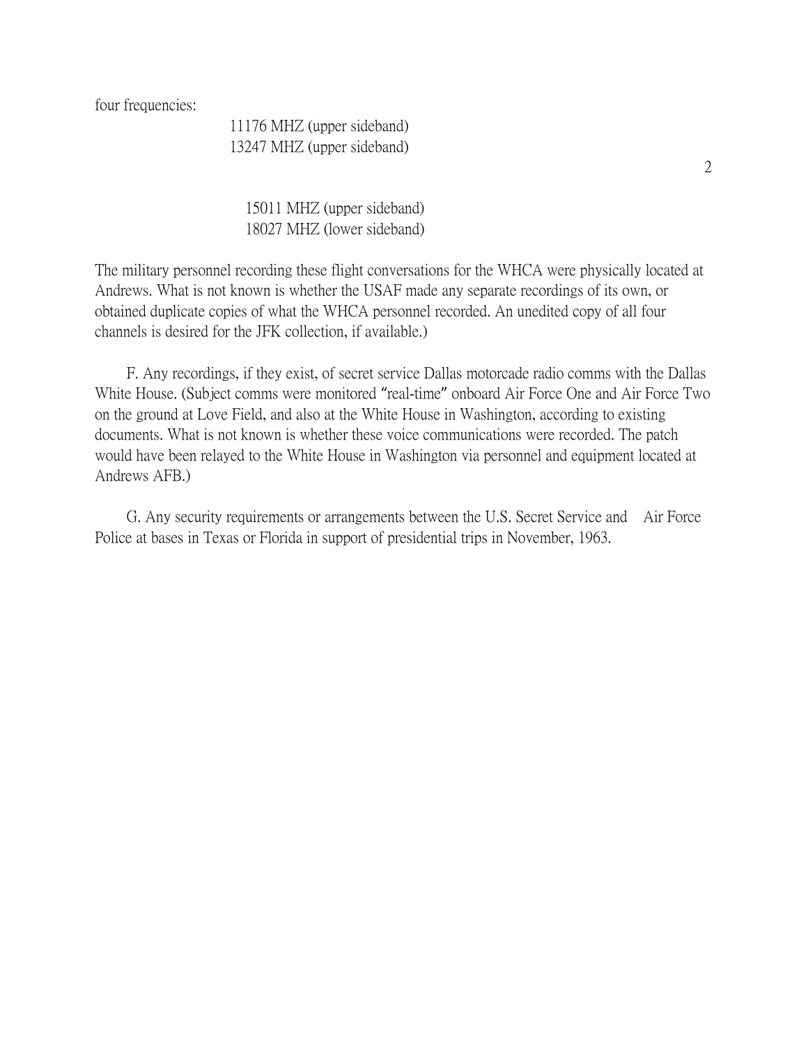four frequencies:

11176 MHZ (upper sideband)
13247 MHZ (upper sideband)
15011 MHZ (upper sideband)
18027 MHZ (lower sideband)

The military personnel recording these flight conversations for the WHCA were physically located at Andrews. What is not known is whether the USAF made any separate recordings of its own, or obtained duplicate copies of what the WHCA personnel recorded. An unedited copy of all four channels is desired for the JFK collection, if available.)

F. Any recordings, if they exist, of secret service Dallas motorcade radio comms with the Dallas White House. (Subject comms were monitored "real-time" onboard Air Force One and Air Force Two on the ground at Love Field, and also at the White House in Washington, according to existing documents. What is not known is whether these voice communications were recorded. The patch would have been relayed to the White House in Washington via personnel and equipment located at Andrews AFB.)

G. Any security requirements or arrangements between the U.S. Secret Service and Air Force Police at bases in Texas or Florida in support of presidential trips in November, 1963.